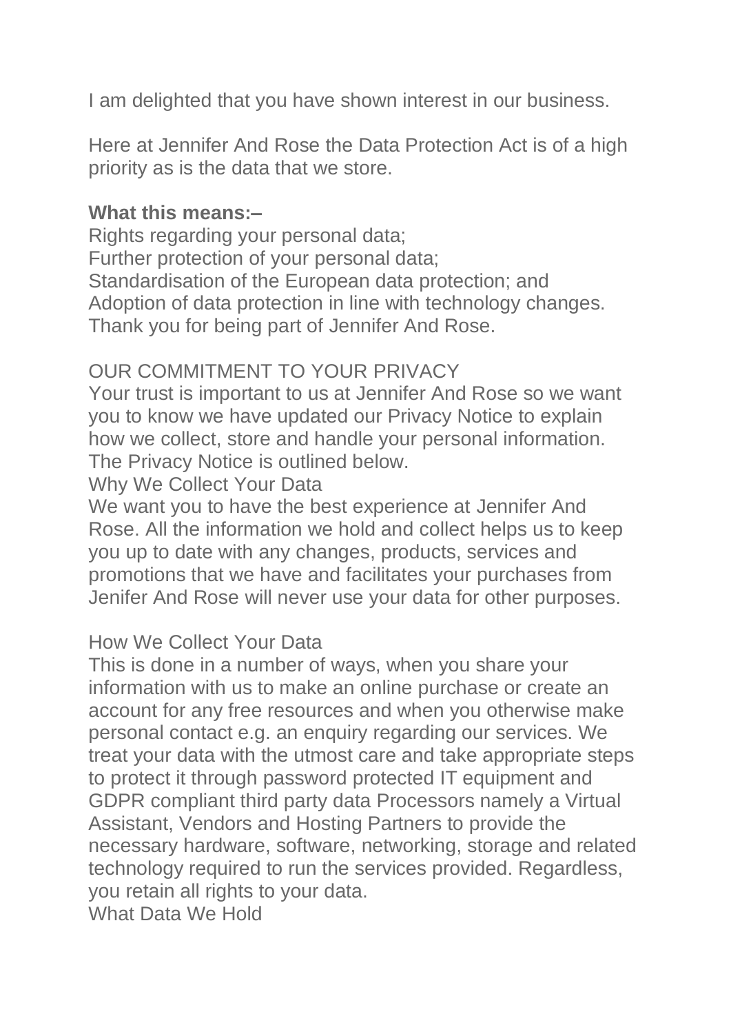I am delighted that you have shown interest in our business.

Here at Jennifer And Rose the Data Protection Act is of a high priority as is the data that we store.

**What this means:–**
Rights regarding your personal data;
Further protection of your personal data;
Standardisation of the European data protection; and
Adoption of data protection in line with technology changes.
Thank you for being part of Jennifer And Rose.

OUR COMMITMENT TO YOUR PRIVACY
Your trust is important to us at Jennifer And Rose so we want you to know we have updated our Privacy Notice to explain how we collect, store and handle your personal information. The Privacy Notice is outlined below.
Why We Collect Your Data
We want you to have the best experience at Jennifer And Rose. All the information we hold and collect helps us to keep you up to date with any changes, products, services and promotions that we have and facilitates your purchases from Jenifer And Rose will never use your data for other purposes.

How We Collect Your Data
This is done in a number of ways, when you share your information with us to make an online purchase or create an account for any free resources and when you otherwise make personal contact e.g. an enquiry regarding our services. We treat your data with the utmost care and take appropriate steps to protect it through password protected IT equipment and GDPR compliant third party data Processors namely a Virtual Assistant, Vendors and Hosting Partners to provide the necessary hardware, software, networking, storage and related technology required to run the services provided. Regardless, you retain all rights to your data.
What Data We Hold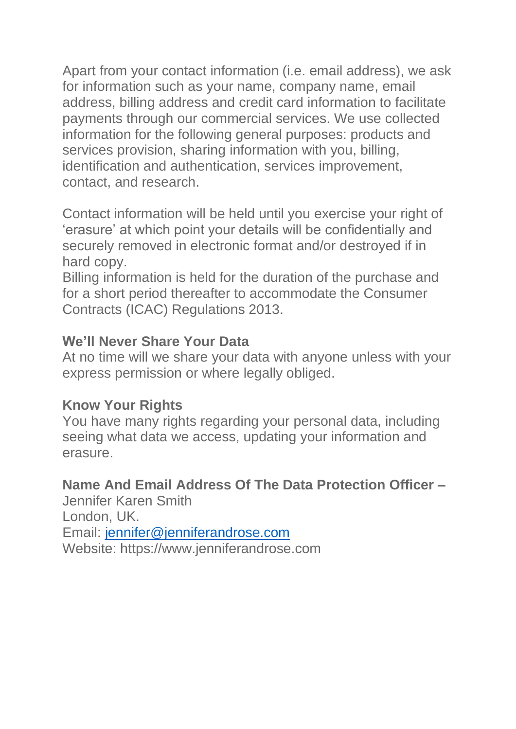Apart from your contact information (i.e. email address), we ask for information such as your name, company name, email address, billing address and credit card information to facilitate payments through our commercial services. We use collected information for the following general purposes: products and services provision, sharing information with you, billing, identification and authentication, services improvement, contact, and research.

Contact information will be held until you exercise your right of 'erasure' at which point your details will be confidentially and securely removed in electronic format and/or destroyed if in hard copy.
Billing information is held for the duration of the purchase and for a short period thereafter to accommodate the Consumer Contracts (ICAC) Regulations 2013.

**We'll Never Share Your Data**
At no time will we share your data with anyone unless with your express permission or where legally obliged.

**Know Your Rights**
You have many rights regarding your personal data, including seeing what data we access, updating your information and erasure.

**Name And Email Address Of The Data Protection Officer –**
Jennifer Karen Smith
London, UK.
Email: [jennifer@jenniferandrose.com](mailto:jennifer@jenniferandrose.com)
Website: https://www.jenniferandrose.com